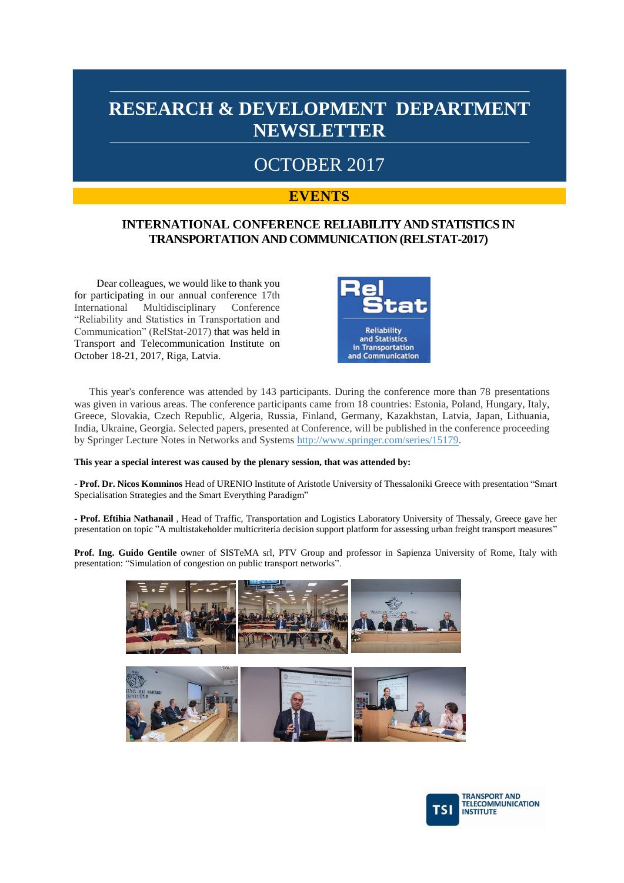# RESEARCH & DEVELOPMENT DEPARTMENT NEWSLETTER

## OCTOBER 2017

## EVENTS

### INTERNATIONAL CONFERENCE RELIABILITY AND STATISTICS IN TRANSPORTATION AND COMMUNICATION (RELSTAT-2017)

Dear colleagues, we would like to thank you for participating in our annual conference 17th International Multidisciplinary Conference "Reliability and Statistics in Transportation and Communication" (RelStat-2017) that was held in Transport and Telecommunication Institute on October 18-21, 2017, Riga, Latvia.

This year's conference was attended by 143 participants. During the conference more than 78 presentations was given in various areas. The conference participants came from 18 countries: Estonia, Poland, Hungary, Italy, Greece, Slovakia, Czech Republic, Algeria, Russia, Finland, Germany, Kazakhstan, Latvia, Japan, Lithuania, India, Ukraine, Georgia. Selected papers, presented at Conference, will be published in the conference proceeding by Springer Lecture Notes in Networks and Systems http://www.springer.com/series/15179.

**This year a special interest was caused by the plenary session, that was attended by:**

**- Prof. Dr. Nicos Komninos** Head of URENIO Institute of Aristotle University of Thessaloniki Greece with presentation "Smart Specialisation Strategies and the Smart Everything Paradigm"

**- Prof. Eftihia Nathanail** , Head of Traffic, Transportation and Logistics Laboratory University of Thessaly, Greece gave her presentation on topic "A multistakeholder multicriteria decision support platform for assessing urban freight transport measures"

**Prof. Ing. Guido Gentile** owner of SISTeMA srl, PTV Group and professor in Sapienza University of Rome, Italy with presentation: "Simulation of congestion on public transport networks".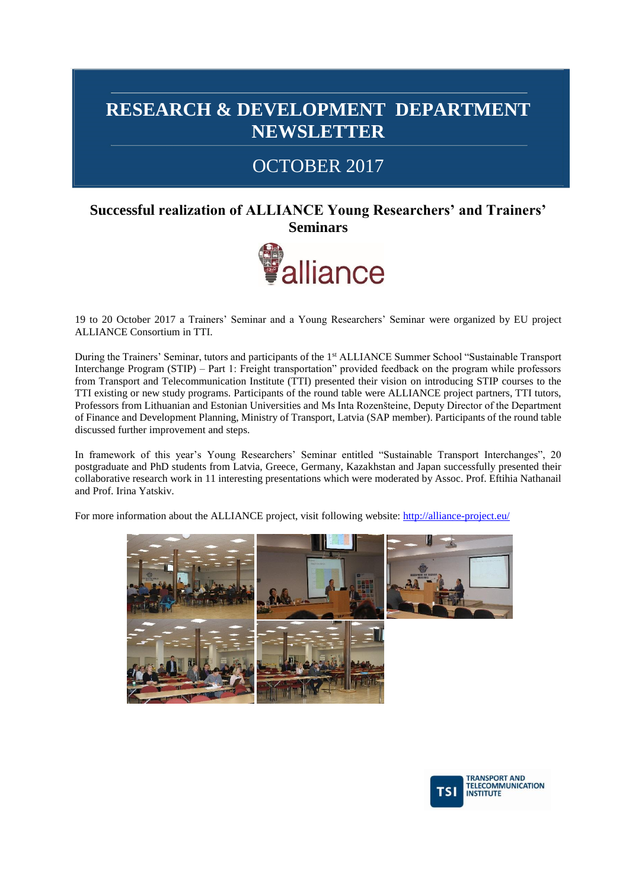# RESEARCH & DEVELOPMENT DEPARTMENT NEWSLETTER

## OCTOBER 2017

### Successful realization of ALLIANCE Young Researchers' and Trainers' Seminars

19 to 20 October 2017 a Trainers' Seminar and a Young Researchers' Seminar were organized by EU project ALLIANCE Consortium in TTI.

During the Trainers' Seminar, tutors and participants of the 1st ALLIANCE Summer School "Sustainable Transport Interchange Program (STIP) – Part 1: Freight transportation" provided feedback on the program while professors from Transport and Telecommunication Institute (TTI) presented their vision on introducing STIP courses to the TTI existing or new study programs. Participants of the round table were ALLIANCE project partners, TTI tutors, Professors from Lithuanian and Estonian Universities and Ms Inta Rozenšteine, Deputy Director of the Department of Finance and Development Planning, Ministry of Transport, Latvia (SAP member). Participants of the round table discussed further improvement and steps.

In framework of this year's Young Researchers' Seminar entitled "Sustainable Transport Interchanges", 20 postgraduate and PhD students from Latvia, Greece, Germany, Kazakhstan and Japan successfully presented their collaborative research work in 11 interesting presentations which were moderated by Assoc. Prof. Eftihia Nathanail and Prof. Irina Yatskiv.

For more information about the ALLIANCE project, visit following website: http://alliance-project.eu/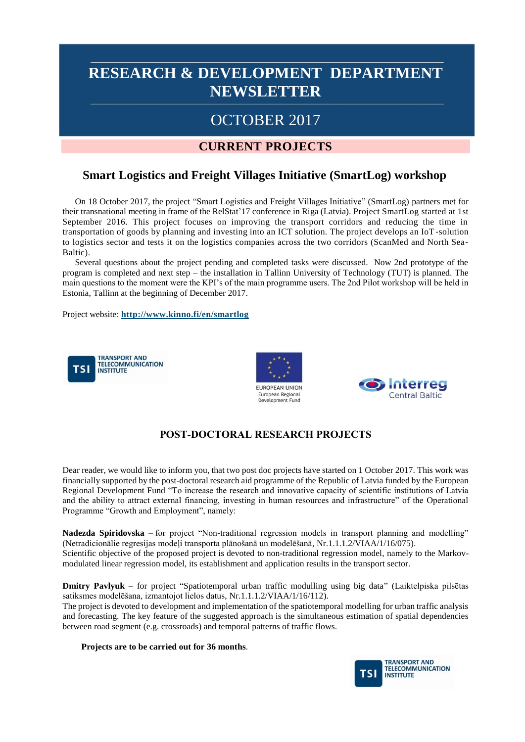# RESEARCH & DEVELOPMENT DEPARTMENT NEWSLETTER

## OCTOBER 2017

## CURRENT PROJECTS

### Smart Logistics and Freight Villages Initiative (SmartLog) workshop

On 18 October 2017, the project "Smart Logistics and Freight Villages Initiative" (SmartLog) partners met for their transnational meeting in frame of the RelStat'17 conference in Riga (Latvia). Project SmartLog started at 1st September 2016. This project focuses on improving the transport corridors and reducing the time in transportation of goods by planning and investing into an ICT solution. The project develops an IoT-solution to logistics sector and tests it on the logistics companies across the two corridors (ScanMed and North Sea-Baltic).

Several questions about the project pending and completed tasks were discussed. Now 2nd prototype of the program is completed and next step – the installation in Tallinn University of Technology (TUT) is planned. The main questions to the moment were the KPI's of the main programme users. The 2nd Pilot workshop will be held in Estonia, Tallinn at the beginning of December 2017.

Project website: **http://www.kinno.fi/en/smartlog**

TRANSPORT AND TELECOMMUNICATION INSTITUTE

EUROPEAN UNION
European Regional Development Fund

Interreg Central Baltic

## POST-DOCTORAL RESEARCH PROJECTS

Dear reader, we would like to inform you, that two post doc projects have started on 1 October 2017. This work was financially supported by the post-doctoral research aid programme of the Republic of Latvia funded by the European Regional Development Fund "To increase the research and innovative capacity of scientific institutions of Latvia and the ability to attract external financing, investing in human resources and infrastructure" of the Operational Programme "Growth and Employment", namely:

**Nadezda Spiridovska** – for project "Non-traditional regression models in transport planning and modelling" (Netradicionālie regresijas modeļi transporta plānošanā un modelēšanā, Nr.1.1.1.2/VIAA/1/16/075).
Scientific objective of the proposed project is devoted to non-traditional regression model, namely to the Markov-modulated linear regression model, its establishment and application results in the transport sector.

**Dmitry Pavlyuk** – for project "Spatiotemporal urban traffic modulling using big data" (Laiktelpiska pilsētas satiksmes modelēšana, izmantojot lielos datus, Nr.1.1.1.2/VIAA/1/16/112).
The project is devoted to development and implementation of the spatiotemporal modelling for urban traffic analysis and forecasting. The key feature of the suggested approach is the simultaneous estimation of spatial dependencies between road segment (e.g. crossroads) and temporal patterns of traffic flows.

**Projects are to be carried out for 36 months**.

TRANSPORT AND TELECOMMUNICATION INSTITUTE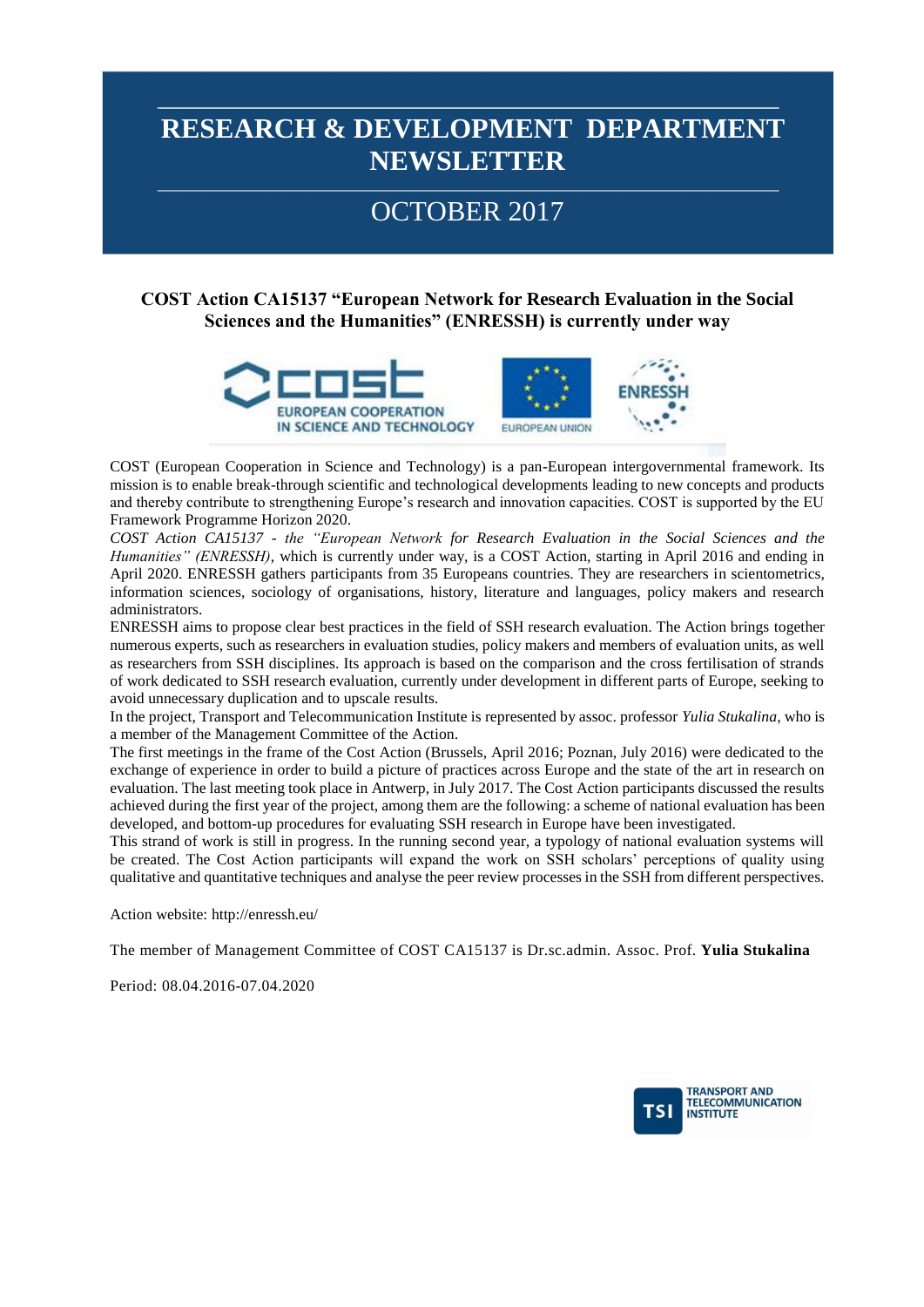# RESEARCH & DEVELOPMENT DEPARTMENT NEWSLETTER

## OCTOBER 2017

### COST Action CA15137 "European Network for Research Evaluation in the Social Sciences and the Humanities" (ENRESSH) is currently under way

COST (European Cooperation in Science and Technology) is a pan-European intergovernmental framework. Its mission is to enable break-through scientific and technological developments leading to new concepts and products and thereby contribute to strengthening Europe's research and innovation capacities. COST is supported by the EU Framework Programme Horizon 2020.

*COST Action CA15137 - the "European Network for Research Evaluation in the Social Sciences and the Humanities" (ENRESSH)*, which is currently under way, is a COST Action, starting in April 2016 and ending in April 2020. ENRESSH gathers participants from 35 Europeans countries. They are researchers in scientometrics, information sciences, sociology of organisations, history, literature and languages, policy makers and research administrators.

ENRESSH aims to propose clear best practices in the field of SSH research evaluation. The Action brings together numerous experts, such as researchers in evaluation studies, policy makers and members of evaluation units, as well as researchers from SSH disciplines. Its approach is based on the comparison and the cross fertilisation of strands of work dedicated to SSH research evaluation, currently under development in different parts of Europe, seeking to avoid unnecessary duplication and to upscale results.

In the project, Transport and Telecommunication Institute is represented by assoc. professor *Yulia Stukalina*, who is a member of the Management Committee of the Action.

The first meetings in the frame of the Cost Action (Brussels, April 2016; Poznan, July 2016) were dedicated to the exchange of experience in order to build a picture of practices across Europe and the state of the art in research on evaluation. The last meeting took place in Antwerp, in July 2017. The Cost Action participants discussed the results achieved during the first year of the project, among them are the following: a scheme of national evaluation has been developed, and bottom-up procedures for evaluating SSH research in Europe have been investigated.

This strand of work is still in progress. In the running second year, a typology of national evaluation systems will be created. The Cost Action participants will expand the work on SSH scholars' perceptions of quality using qualitative and quantitative techniques and analyse the peer review processes in the SSH from different perspectives.

Action website: http://enressh.eu/

The member of Management Committee of COST CA15137 is Dr.sc.admin. Assoc. Prof. **Yulia Stukalina**

Period: 08.04.2016-07.04.2020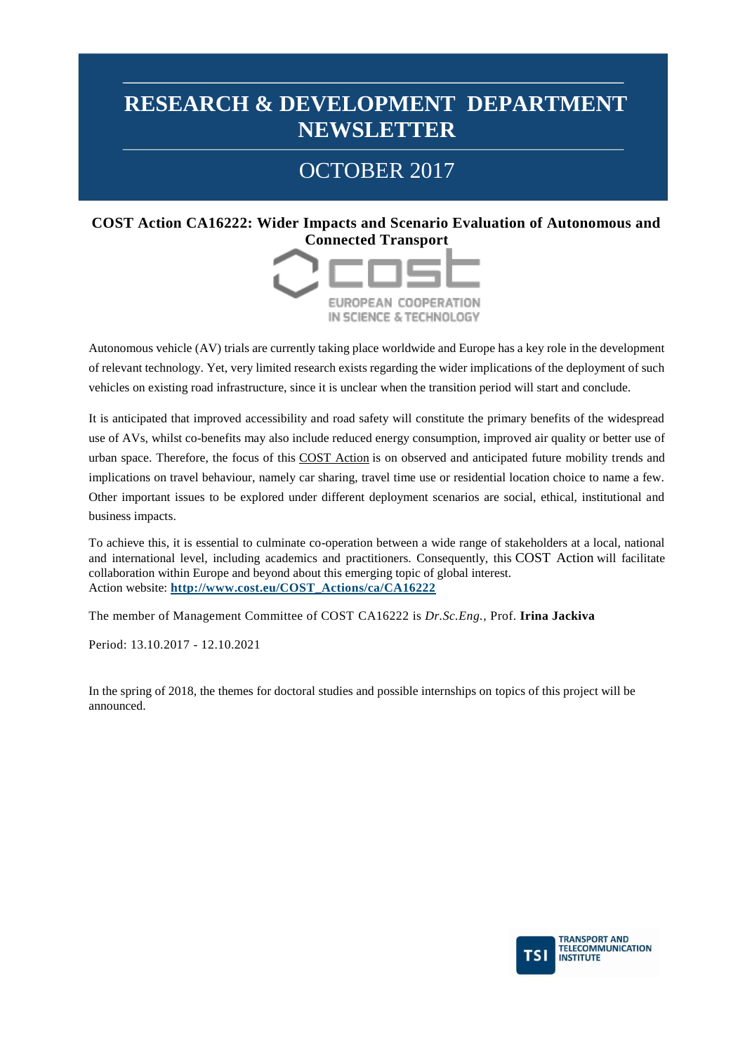# RESEARCH & DEVELOPMENT DEPARTMENT NEWSLETTER

## OCTOBER 2017

### COST Action CA16222: Wider Impacts and Scenario Evaluation of Autonomous and Connected Transport

Autonomous vehicle (AV) trials are currently taking place worldwide and Europe has a key role in the development of relevant technology. Yet, very limited research exists regarding the wider implications of the deployment of such vehicles on existing road infrastructure, since it is unclear when the transition period will start and conclude.

It is anticipated that improved accessibility and road safety will constitute the primary benefits of the widespread use of AVs, whilst co-benefits may also include reduced energy consumption, improved air quality or better use of urban space. Therefore, the focus of this COST Action is on observed and anticipated future mobility trends and implications on travel behaviour, namely car sharing, travel time use or residential location choice to name a few. Other important issues to be explored under different deployment scenarios are social, ethical, institutional and business impacts.

To achieve this, it is essential to culminate co-operation between a wide range of stakeholders at a local, national and international level, including academics and practitioners. Consequently, this COST Action will facilitate collaboration within Europe and beyond about this emerging topic of global interest.
Action website: **http://www.cost.eu/COST_Actions/ca/CA16222**

The member of Management Committee of COST CA16222 is *Dr.Sc.Eng.*, Prof. **Irina Jackiva**

Period: 13.10.2017 - 12.10.2021

In the spring of 2018, the themes for doctoral studies and possible internships on topics of this project will be announced.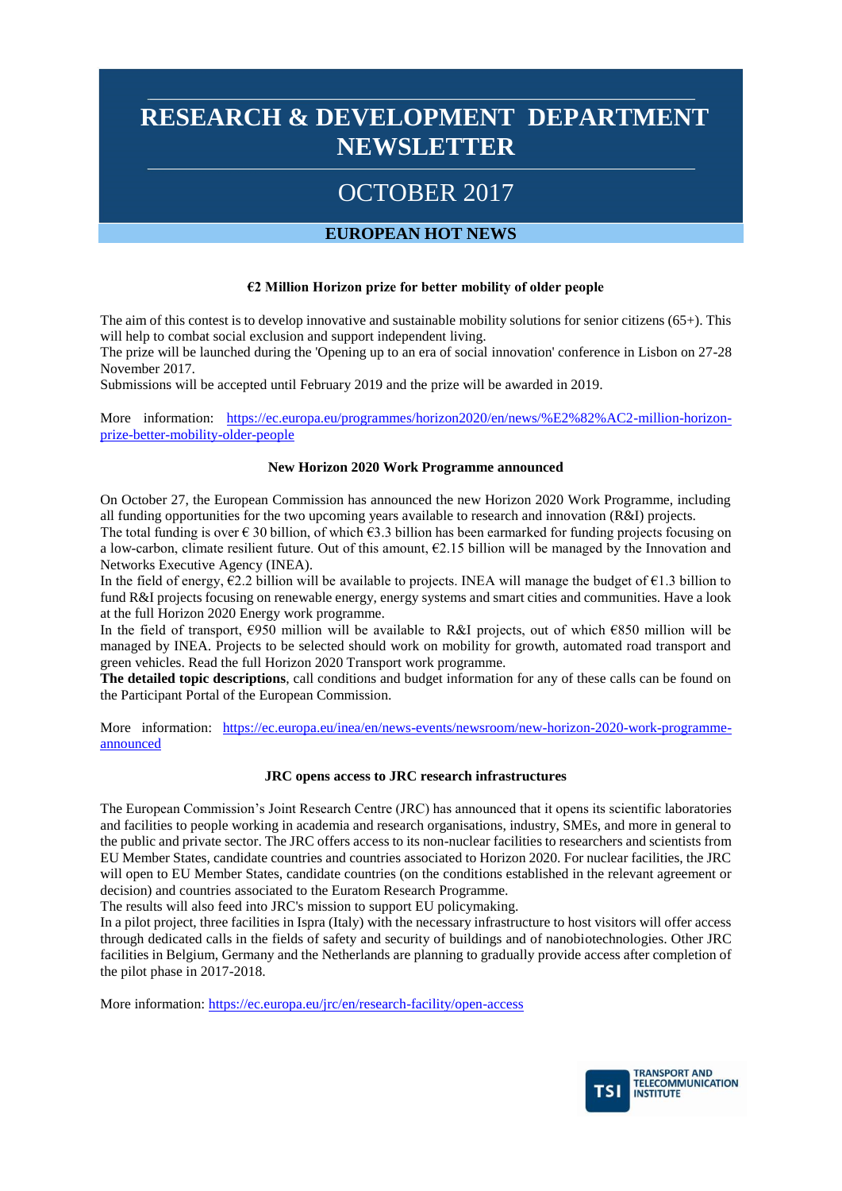# RESEARCH & DEVELOPMENT DEPARTMENT NEWSLETTER

## OCTOBER 2017

## EUROPEAN HOT NEWS

### €2 Million Horizon prize for better mobility of older people

The aim of this contest is to develop innovative and sustainable mobility solutions for senior citizens (65+). This will help to combat social exclusion and support independent living.
The prize will be launched during the 'Opening up to an era of social innovation' conference in Lisbon on 27-28 November 2017.
Submissions will be accepted until February 2019 and the prize will be awarded in 2019.

More information: https://ec.europa.eu/programmes/horizon2020/en/news/%E2%82%AC2-million-horizon-prize-better-mobility-older-people

### New Horizon 2020 Work Programme announced

On October 27, the European Commission has announced the new Horizon 2020 Work Programme, including all funding opportunities for the two upcoming years available to research and innovation (R&I) projects.
The total funding is over € 30 billion, of which €3.3 billion has been earmarked for funding projects focusing on a low-carbon, climate resilient future. Out of this amount, €2.15 billion will be managed by the Innovation and Networks Executive Agency (INEA).
In the field of energy, €2.2 billion will be available to projects. INEA will manage the budget of €1.3 billion to fund R&I projects focusing on renewable energy, energy systems and smart cities and communities. Have a look at the full Horizon 2020 Energy work programme.
In the field of transport, €950 million will be available to R&I projects, out of which €850 million will be managed by INEA. Projects to be selected should work on mobility for growth, automated road transport and green vehicles. Read the full Horizon 2020 Transport work programme.
**The detailed topic descriptions**, call conditions and budget information for any of these calls can be found on the Participant Portal of the European Commission.

More information: https://ec.europa.eu/inea/en/news-events/newsroom/new-horizon-2020-work-programme-announced

### JRC opens access to JRC research infrastructures

The European Commission's Joint Research Centre (JRC) has announced that it opens its scientific laboratories and facilities to people working in academia and research organisations, industry, SMEs, and more in general to the public and private sector. The JRC offers access to its non-nuclear facilities to researchers and scientists from EU Member States, candidate countries and countries associated to Horizon 2020. For nuclear facilities, the JRC will open to EU Member States, candidate countries (on the conditions established in the relevant agreement or decision) and countries associated to the Euratom Research Programme.
The results will also feed into JRC's mission to support EU policymaking.
In a pilot project, three facilities in Ispra (Italy) with the necessary infrastructure to host visitors will offer access through dedicated calls in the fields of safety and security of buildings and of nanobiotechnologies. Other JRC facilities in Belgium, Germany and the Netherlands are planning to gradually provide access after completion of the pilot phase in 2017-2018.

More information: https://ec.europa.eu/jrc/en/research-facility/open-access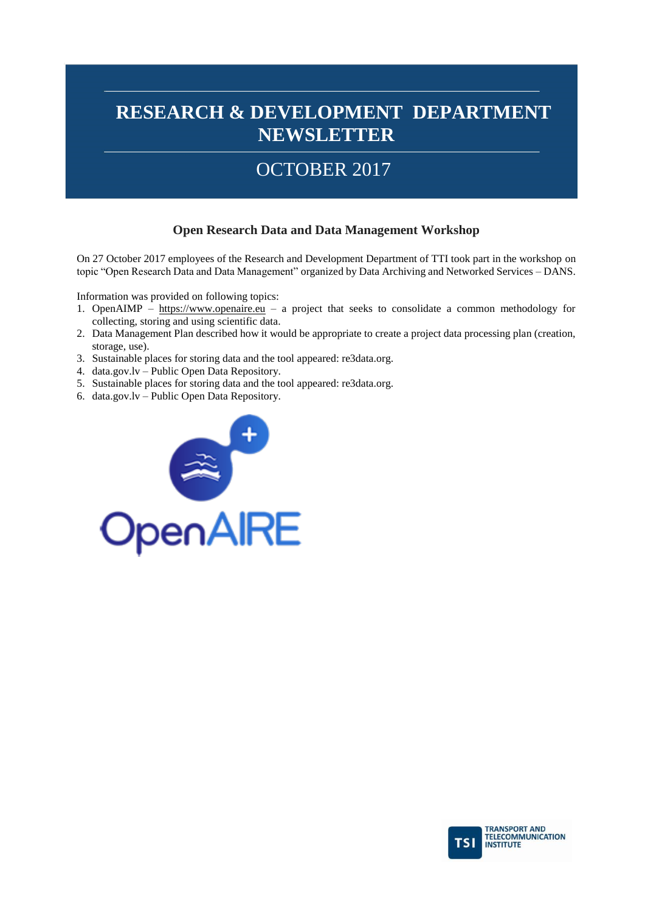# RESEARCH & DEVELOPMENT DEPARTMENT NEWSLETTER

## OCTOBER 2017

### Open Research Data and Data Management Workshop

On 27 October 2017 employees of the Research and Development Department of TTI took part in the workshop on topic “Open Research Data and Data Management” organized by Data Archiving and Networked Services – DANS.

Information was provided on following topics:

1. OpenAIMP – https://www.openaire.eu – a project that seeks to consolidate a common methodology for collecting, storing and using scientific data.
2. Data Management Plan described how it would be appropriate to create a project data processing plan (creation, storage, use).
3. Sustainable places for storing data and the tool appeared: re3data.org.
4. data.gov.lv – Public Open Data Repository.
5. Sustainable places for storing data and the tool appeared: re3data.org.
6. data.gov.lv – Public Open Data Repository.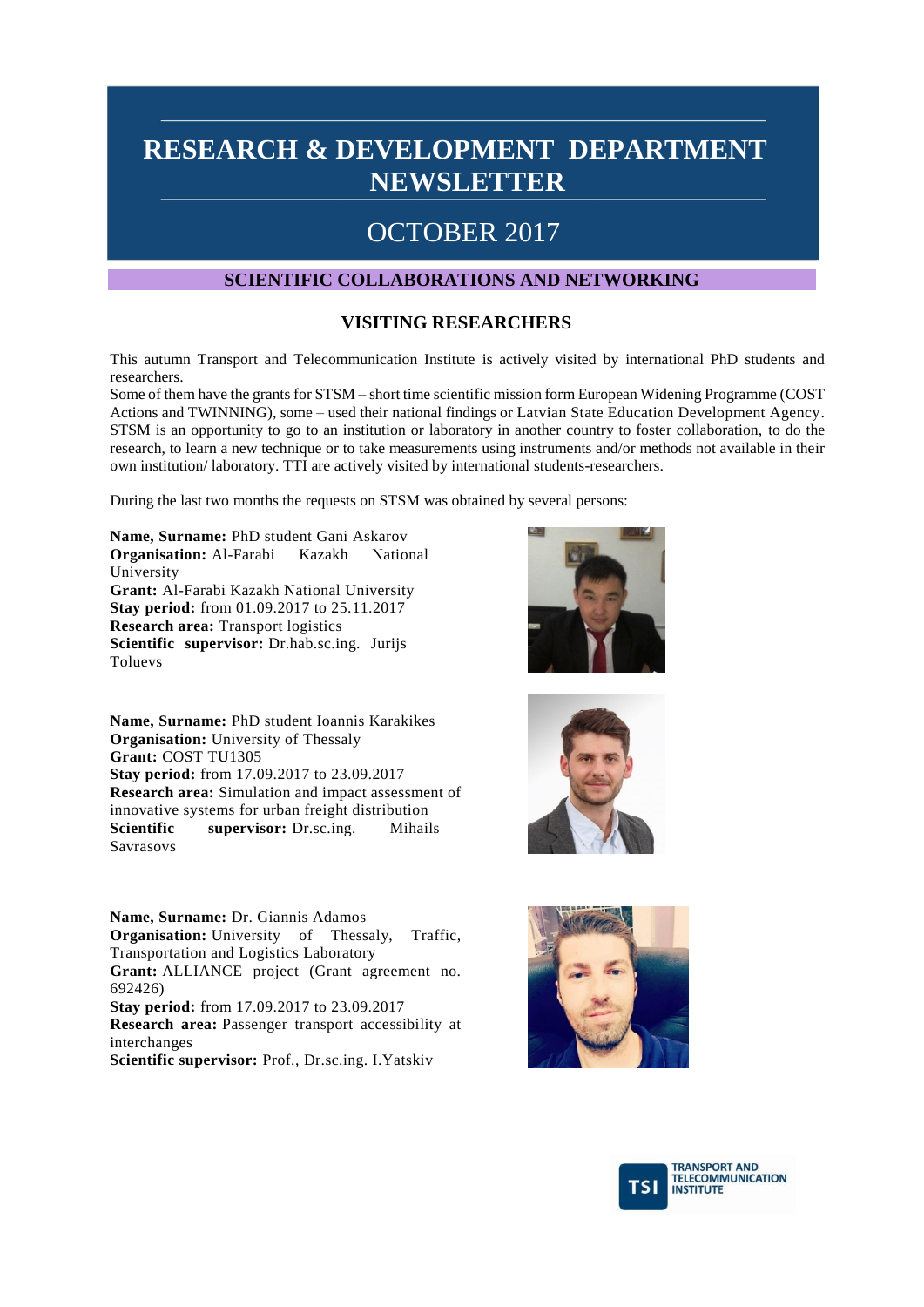# RESEARCH & DEVELOPMENT DEPARTMENT NEWSLETTER

## OCTOBER 2017

## SCIENTIFIC COLLABORATIONS AND NETWORKING

### VISITING RESEARCHERS

This autumn Transport and Telecommunication Institute is actively visited by international PhD students and researchers.

Some of them have the grants for STSM – short time scientific mission form European Widening Programme (COST Actions and TWINNING), some – used their national findings or Latvian State Education Development Agency. STSM is an opportunity to go to an institution or laboratory in another country to foster collaboration, to do the research, to learn a new technique or to take measurements using instruments and/or methods not available in their own institution/ laboratory. TTI are actively visited by international students-researchers.

During the last two months the requests on STSM was obtained by several persons:

**Name, Surname:** PhD student Gani Askarov
**Organisation:** Al-Farabi Kazakh National University
**Grant:** Al-Farabi Kazakh National University
**Stay period:** from 01.09.2017 to 25.11.2017
**Research area:** Transport logistics
**Scientific supervisor:** Dr.hab.sc.ing. Jurijs Toluevs

**Name, Surname:** PhD student Ioannis Karakikes
**Organisation:** University of Thessaly
**Grant:** COST TU1305
**Stay period:** from 17.09.2017 to 23.09.2017
**Research area:** Simulation and impact assessment of innovative systems for urban freight distribution
**Scientific supervisor:** Dr.sc.ing. Mihails Savrasovs

**Name, Surname:** Dr. Giannis Adamos
**Organisation:** University of Thessaly, Traffic, Transportation and Logistics Laboratory
**Grant:** ALLIANCE project (Grant agreement no. 692426)
**Stay period:** from 17.09.2017 to 23.09.2017
**Research area:** Passenger transport accessibility at interchanges
**Scientific supervisor:** Prof., Dr.sc.ing. I.Yatskiv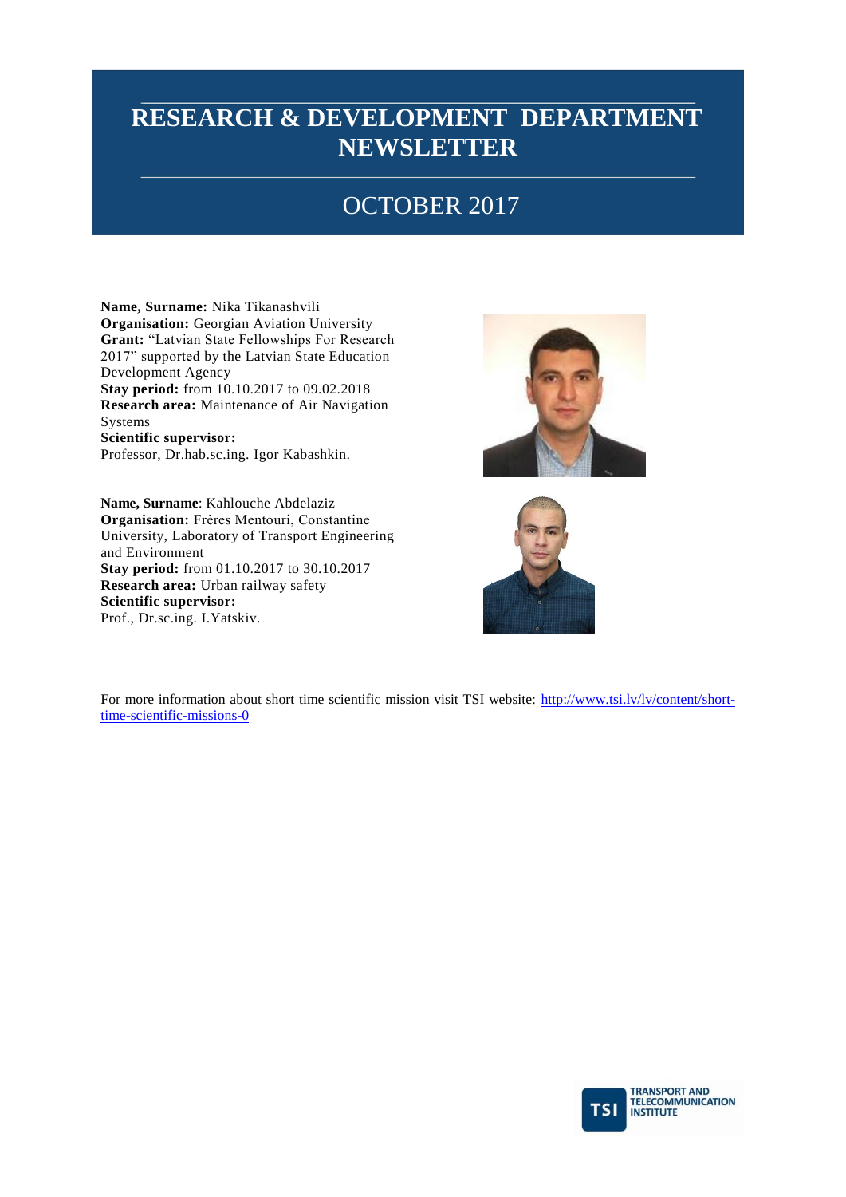# RESEARCH & DEVELOPMENT DEPARTMENT NEWSLETTER

## OCTOBER 2017

**Name, Surname:** Nika Tikanashvili
**Organisation:** Georgian Aviation University
**Grant:** "Latvian State Fellowships For Research 2017" supported by the Latvian State Education Development Agency
**Stay period:** from 10.10.2017 to 09.02.2018
**Research area:** Maintenance of Air Navigation Systems
**Scientific supervisor:**
Professor, Dr.hab.sc.ing. Igor Kabashkin.

**Name, Surname**: Kahlouche Abdelaziz
**Organisation:** Frères Mentouri, Constantine University, Laboratory of Transport Engineering and Environment
**Stay period:** from 01.10.2017 to 30.10.2017
**Research area:** Urban railway safety
**Scientific supervisor:**
Prof., Dr.sc.ing. I.Yatskiv.

For more information about short time scientific mission visit TSI website: [http://www.tsi.lv/lv/content/short-time-scientific-missions-0](http://www.tsi.lv/lv/content/short-time-scientific-missions-0)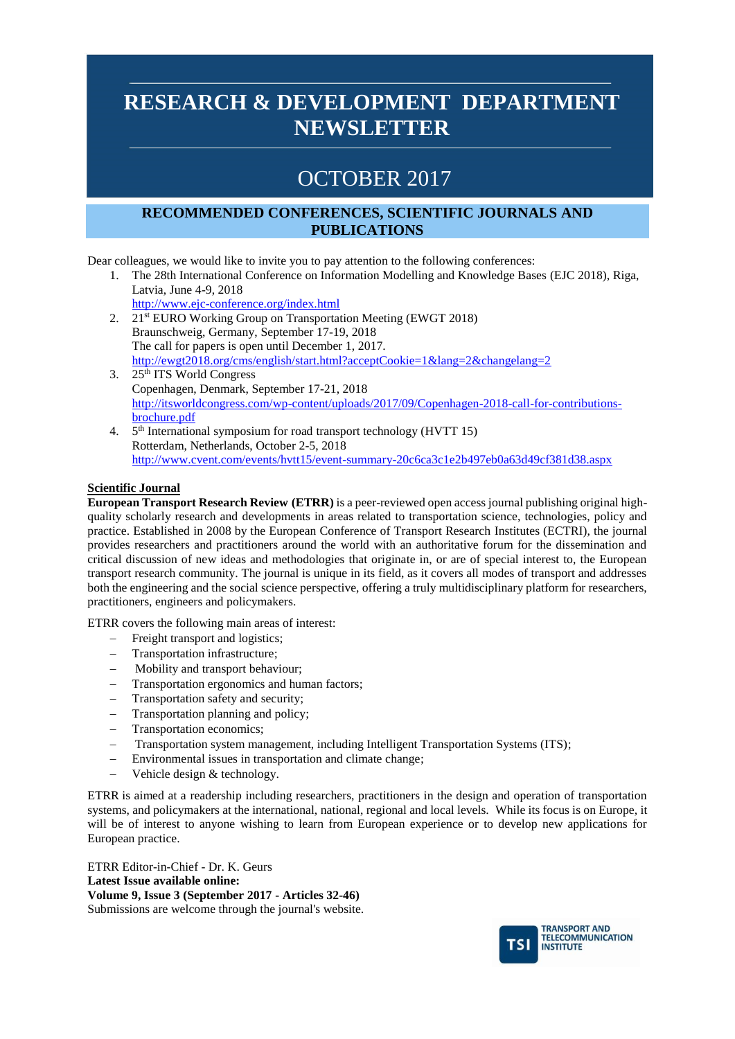# RESEARCH & DEVELOPMENT DEPARTMENT NEWSLETTER

# OCTOBER 2017

## RECOMMENDED CONFERENCES, SCIENTIFIC JOURNALS AND PUBLICATIONS

Dear colleagues, we would like to invite you to pay attention to the following conferences:

1. The 28th International Conference on Information Modelling and Knowledge Bases (EJC 2018), Riga, Latvia, June 4-9, 2018
   http://www.ejc-conference.org/index.html
2. 21st EURO Working Group on Transportation Meeting (EWGT 2018)
   Braunschweig, Germany, September 17-19, 2018
   The call for papers is open until December 1, 2017.
   http://ewgt2018.org/cms/english/start.html?acceptCookie=1&lang=2&changelang=2
3. 25th ITS World Congress
   Copenhagen, Denmark, September 17-21, 2018
   http://itsworldcongress.com/wp-content/uploads/2017/09/Copenhagen-2018-call-for-contributions-brochure.pdf
4. 5th International symposium for road transport technology (HVTT 15)
   Rotterdam, Netherlands, October 2-5, 2018
   http://www.cvent.com/events/hvtt15/event-summary-20c6ca3c1e2b497eb0a63d49cf381d38.aspx

### Scientific Journal

**European Transport Research Review (ETRR)** is a peer-reviewed open access journal publishing original high-quality scholarly research and developments in areas related to transportation science, technologies, policy and practice. Established in 2008 by the European Conference of Transport Research Institutes (ECTRI), the journal provides researchers and practitioners around the world with an authoritative forum for the dissemination and critical discussion of new ideas and methodologies that originate in, or are of special interest to, the European transport research community. The journal is unique in its field, as it covers all modes of transport and addresses both the engineering and the social science perspective, offering a truly multidisciplinary platform for researchers, practitioners, engineers and policymakers.

ETRR covers the following main areas of interest:

- Freight transport and logistics;
- Transportation infrastructure;
- Mobility and transport behaviour;
- Transportation ergonomics and human factors;
- Transportation safety and security;
- Transportation planning and policy;
- Transportation economics;
- Transportation system management, including Intelligent Transportation Systems (ITS);
- Environmental issues in transportation and climate change;
- Vehicle design & technology.

ETRR is aimed at a readership including researchers, practitioners in the design and operation of transportation systems, and policymakers at the international, national, regional and local levels. While its focus is on Europe, it will be of interest to anyone wishing to learn from European experience or to develop new applications for European practice.

ETRR Editor-in-Chief - Dr. K. Geurs
**Latest Issue available online:**
**Volume 9, Issue 3 (September 2017 - Articles 32-46)**
Submissions are welcome through the journal's website.

TSI TRANSPORT AND TELECOMMUNICATION INSTITUTE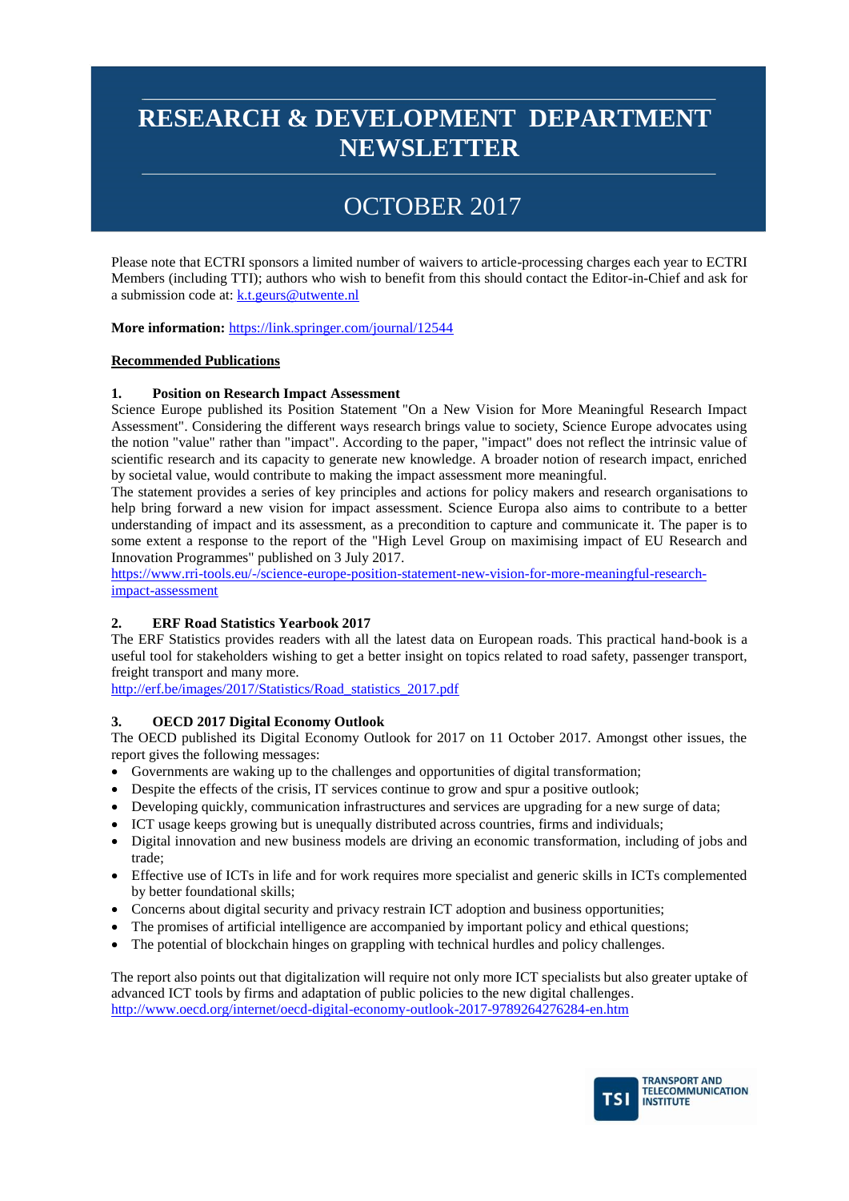# RESEARCH & DEVELOPMENT DEPARTMENT NEWSLETTER

## OCTOBER 2017

Please note that ECTRI sponsors a limited number of waivers to article-processing charges each year to ECTRI Members (including TTI); authors who wish to benefit from this should contact the Editor-in-Chief and ask for a submission code at: k.t.geurs@utwente.nl

**More information:** https://link.springer.com/journal/12544

**Recommended Publications**

### 1. Position on Research Impact Assessment

Science Europe published its Position Statement "On a New Vision for More Meaningful Research Impact Assessment". Considering the different ways research brings value to society, Science Europe advocates using the notion "value" rather than "impact". According to the paper, "impact" does not reflect the intrinsic value of scientific research and its capacity to generate new knowledge. A broader notion of research impact, enriched by societal value, would contribute to making the impact assessment more meaningful.

The statement provides a series of key principles and actions for policy makers and research organisations to help bring forward a new vision for impact assessment. Science Europa also aims to contribute to a better understanding of impact and its assessment, as a precondition to capture and communicate it. The paper is to some extent a response to the report of the "High Level Group on maximising impact of EU Research and Innovation Programmes" published on 3 July 2017.

https://www.rri-tools.eu/-/science-europe-position-statement-new-vision-for-more-meaningful-research-impact-assessment

### 2. ERF Road Statistics Yearbook 2017

The ERF Statistics provides readers with all the latest data on European roads. This practical hand-book is a useful tool for stakeholders wishing to get a better insight on topics related to road safety, passenger transport, freight transport and many more.

http://erf.be/images/2017/Statistics/Road_statistics_2017.pdf

### 3. OECD 2017 Digital Economy Outlook

The OECD published its Digital Economy Outlook for 2017 on 11 October 2017. Amongst other issues, the report gives the following messages:

- Governments are waking up to the challenges and opportunities of digital transformation;
- Despite the effects of the crisis, IT services continue to grow and spur a positive outlook;
- Developing quickly, communication infrastructures and services are upgrading for a new surge of data;
- ICT usage keeps growing but is unequally distributed across countries, firms and individuals;
- Digital innovation and new business models are driving an economic transformation, including of jobs and trade;
- Effective use of ICTs in life and for work requires more specialist and generic skills in ICTs complemented by better foundational skills;
- Concerns about digital security and privacy restrain ICT adoption and business opportunities;
- The promises of artificial intelligence are accompanied by important policy and ethical questions;
- The potential of blockchain hinges on grappling with technical hurdles and policy challenges.

The report also points out that digitalization will require not only more ICT specialists but also greater uptake of advanced ICT tools by firms and adaptation of public policies to the new digital challenges.

http://www.oecd.org/internet/oecd-digital-economy-outlook-2017-9789264276284-en.htm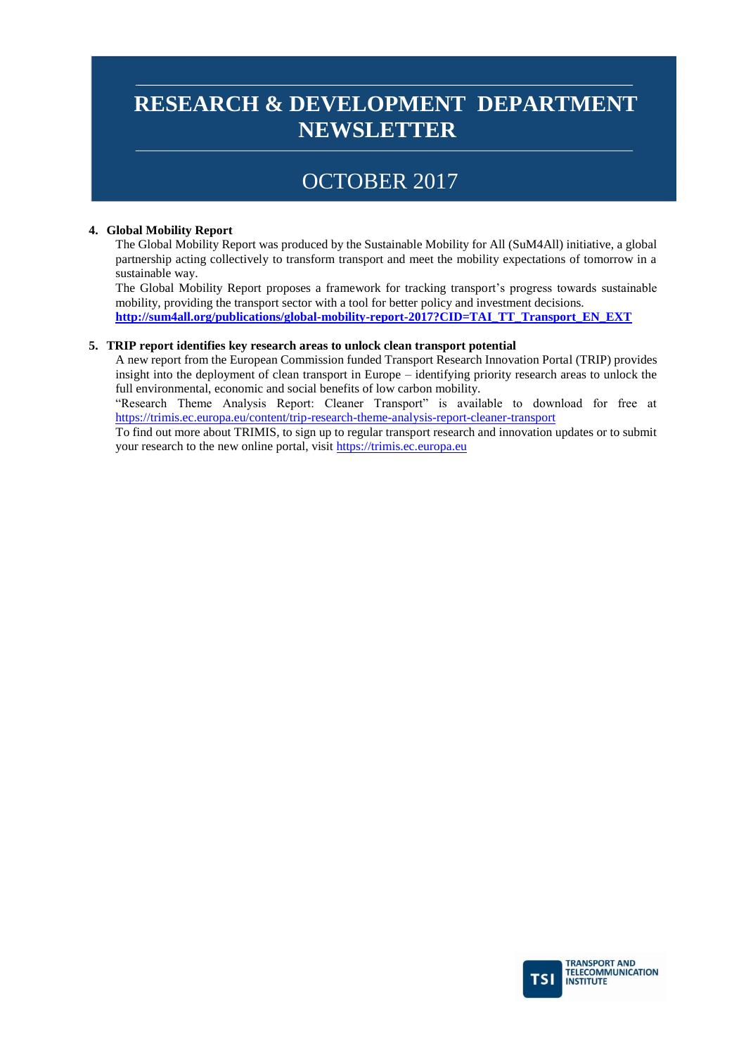4. **Global Mobility Report**

   The Global Mobility Report was produced by the Sustainable Mobility for All (SuM4All) initiative, a global partnership acting collectively to transform transport and meet the mobility expectations of tomorrow in a sustainable way.

   The Global Mobility Report proposes a framework for tracking transport's progress towards sustainable mobility, providing the transport sector with a tool for better policy and investment decisions.

   **http://sum4all.org/publications/global-mobility-report-2017?CID=TAI_TT_Transport_EN_EXT**

5. **TRIP report identifies key research areas to unlock clean transport potential**

   A new report from the European Commission funded Transport Research Innovation Portal (TRIP) provides insight into the deployment of clean transport in Europe – identifying priority research areas to unlock the full environmental, economic and social benefits of low carbon mobility.

   "Research Theme Analysis Report: Cleaner Transport" is available to download for free at https://trimis.ec.europa.eu/content/trip-research-theme-analysis-report-cleaner-transport

   To find out more about TRIMIS, to sign up to regular transport research and innovation updates or to submit your research to the new online portal, visit https://trimis.ec.europa.eu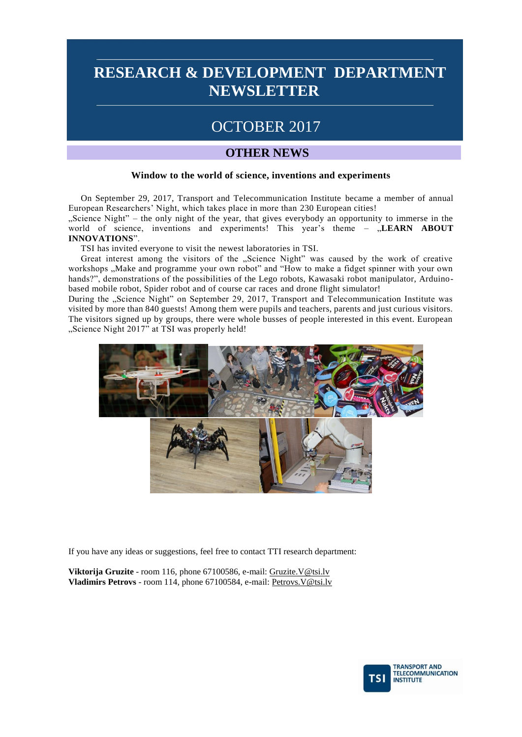# RESEARCH & DEVELOPMENT DEPARTMENT NEWSLETTER

## OCTOBER 2017

## OTHER NEWS

### Window to the world of science, inventions and experiments

On September 29, 2017, Transport and Telecommunication Institute became a member of annual European Researchers' Night, which takes place in more than 230 European cities!

„Science Night" – the only night of the year, that gives everybody an opportunity to immerse in the world of science, inventions and experiments! This year's theme – „**LEARN ABOUT INNOVATIONS**".

TSI has invited everyone to visit the newest laboratories in TSI.

Great interest among the visitors of the „Science Night" was caused by the work of creative workshops „Make and programme your own robot" and "How to make a fidget spinner with your own hands?", demonstrations of the possibilities of the Lego robots, Kawasaki robot manipulator, Arduino-based mobile robot, Spider robot and of course car races and drone flight simulator!

During the „Science Night" on September 29, 2017, Transport and Telecommunication Institute was visited by more than 840 guests! Among them were pupils and teachers, parents and just curious visitors. The visitors signed up by groups, there were whole busses of people interested in this event. European „Science Night 2017" at TSI was properly held!

If you have any ideas or suggestions, feel free to contact TTI research department:

**Viktorija Gruzite** - room 116, phone 67100586, e-mail: Gruzite.V@tsi.lv
**Vladimirs Petrovs** - room 114, phone 67100584, e-mail: Petrovs.V@tsi.lv